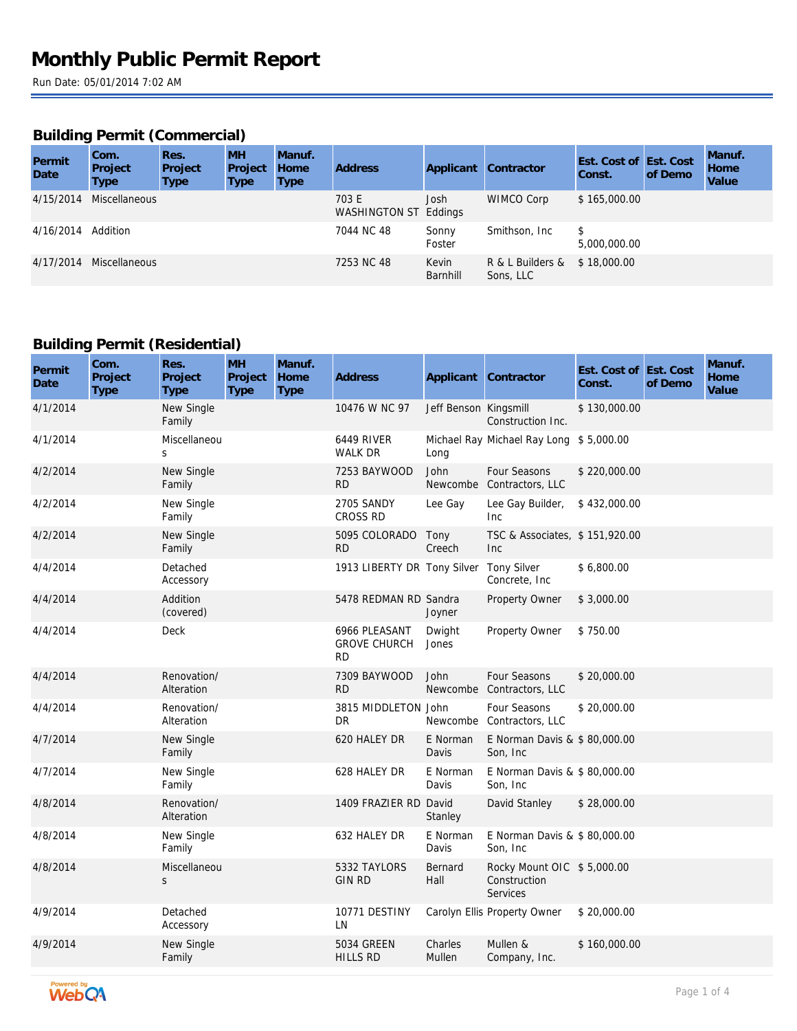# Monthly Public Permit Report

Run Date: 05/01/2014 7:02 AM

## Building Permit (Commercial)

| Permit Date | Com. Project Type | Res. Project Type | MH Project Type | Manuf. Home Type | Address | Applicant | Contractor | Est. Cost of Const. | Est. Cost of Demo | Manuf. Home Value |
|---|---|---|---|---|---|---|---|---|---|---|
| 4/15/2014 | Miscellaneous | | | | 703 E WASHINGTON ST | Josh Eddings | WIMCO Corp | $ 165,000.00 | | |
| 4/16/2014 | Addition | | | | 7044 NC 48 | Sonny Foster | Smithson, Inc | $ 5,000,000.00 | | |
| 4/17/2014 | Miscellaneous | | | | 7253 NC 48 | Kevin Barnhill | R & L Builders & Sons, LLC | $ 18,000.00 | | |

## Building Permit (Residential)

| Permit Date | Com. Project Type | Res. Project Type | MH Project Type | Manuf. Home Type | Address | Applicant | Contractor | Est. Cost of Const. | Est. Cost of Demo | Manuf. Home Value |
|---|---|---|---|---|---|---|---|---|---|---|
| 4/1/2014 | | New Single Family | | | 10476 W NC 97 | Jeff Benson | Kingsmill Construction Inc. | $ 130,000.00 | | |
| 4/1/2014 | | Miscellaneous | | | 6449 RIVER WALK DR | Michael Ray Long | Michael Ray Long | $ 5,000.00 | | |
| 4/2/2014 | | New Single Family | | | 7253 BAYWOOD RD | John Newcombe | Four Seasons Contractors, LLC | $ 220,000.00 | | |
| 4/2/2014 | | New Single Family | | | 2705 SANDY CROSS RD | Lee Gay | Lee Gay Builder, Inc | $ 432,000.00 | | |
| 4/2/2014 | | New Single Family | | | 5095 COLORADO RD | Tony Creech | TSC & Associates, Inc | $ 151,920.00 | | |
| 4/4/2014 | | Detached Accessory | | | 1913 LIBERTY DR | Tony Silver | Tony Silver Concrete, Inc | $ 6,800.00 | | |
| 4/4/2014 | | Addition (covered) | | | 5478 REDMAN RD | Sandra Joyner | Property Owner | $ 3,000.00 | | |
| 4/4/2014 | | Deck | | | 6966 PLEASANT GROVE CHURCH RD | Dwight Jones | Property Owner | $ 750.00 | | |
| 4/4/2014 | | Renovation/ Alteration | | | 7309 BAYWOOD RD | John Newcombe | Four Seasons Contractors, LLC | $ 20,000.00 | | |
| 4/4/2014 | | Renovation/ Alteration | | | 3815 MIDDLETON DR | John Newcombe | Four Seasons Contractors, LLC | $ 20,000.00 | | |
| 4/7/2014 | | New Single Family | | | 620 HALEY DR | E Norman Davis | E Norman Davis & Son, Inc | $ 80,000.00 | | |
| 4/7/2014 | | New Single Family | | | 628 HALEY DR | E Norman Davis | E Norman Davis & Son, Inc | $ 80,000.00 | | |
| 4/8/2014 | | Renovation/ Alteration | | | 1409 FRAZIER RD | David Stanley | David Stanley | $ 28,000.00 | | |
| 4/8/2014 | | New Single Family | | | 632 HALEY DR | E Norman Davis | E Norman Davis & Son, Inc | $ 80,000.00 | | |
| 4/8/2014 | | Miscellaneous | | | 5332 TAYLORS GIN RD | Bernard Hall | Rocky Mount OIC Construction Services | $ 5,000.00 | | |
| 4/9/2014 | | Detached Accessory | | | 10771 DESTINY LN | Carolyn Ellis | Property Owner | $ 20,000.00 | | |
| 4/9/2014 | | New Single Family | | | 5034 GREEN HILLS RD | Charles Mullen | Mullen & Company, Inc. | $ 160,000.00 | | |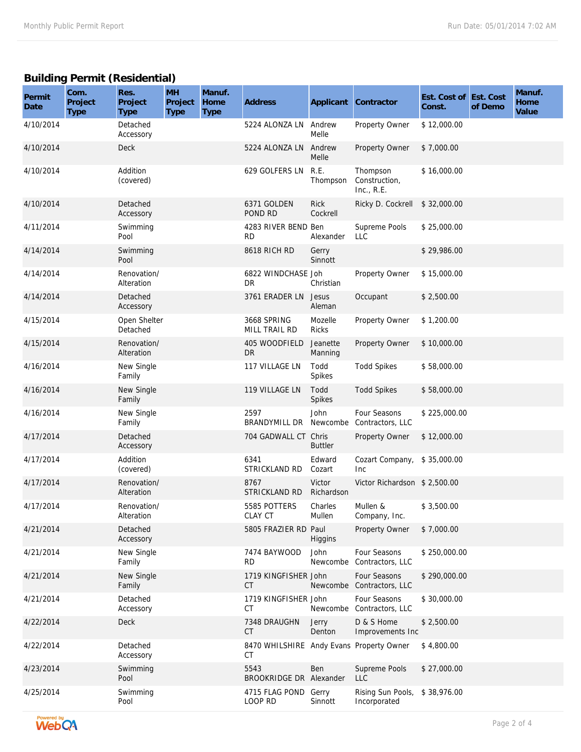## Building Permit (Residential)

| Permit Date | Com. Project Type | Res. Project Type | MH Project Type | Manuf. Home Type | Address | Applicant | Contractor | Est. Cost of Const. | Est. Cost of Demo | Manuf. Home Value |
|---|---|---|---|---|---|---|---|---|---|---|
| 4/10/2014 | | Detached Accessory | | | 5224 ALONZA LN | Andrew Melle | Property Owner | $ 12,000.00 | | |
| 4/10/2014 | | Deck | | | 5224 ALONZA LN | Andrew Melle | Property Owner | $ 7,000.00 | | |
| 4/10/2014 | | Addition (covered) | | | 629 GOLFERS LN | R.E. Thompson | Thompson Construction, Inc., R.E. | $ 16,000.00 | | |
| 4/10/2014 | | Detached Accessory | | | 6371 GOLDEN POND RD | Rick Cockrell | Ricky D. Cockrell | $ 32,000.00 | | |
| 4/11/2014 | | Swimming Pool | | | 4283 RIVER BEND RD | Ben Alexander | Supreme Pools LLC | $ 25,000.00 | | |
| 4/14/2014 | | Swimming Pool | | | 8618 RICH RD | Gerry Sinnott | | $ 29,986.00 | | |
| 4/14/2014 | | Renovation/ Alteration | | | 6822 WINDCHASE DR | Joh Christian | Property Owner | $ 15,000.00 | | |
| 4/14/2014 | | Detached Accessory | | | 3761 ERADER LN | Jesus Aleman | Occupant | $ 2,500.00 | | |
| 4/15/2014 | | Open Shelter Detached | | | 3668 SPRING MILL TRAIL RD | Mozelle Ricks | Property Owner | $ 1,200.00 | | |
| 4/15/2014 | | Renovation/ Alteration | | | 405 WOODFIELD DR | Jeanette Manning | Property Owner | $ 10,000.00 | | |
| 4/16/2014 | | New Single Family | | | 117 VILLAGE LN | Todd Spikes | Todd Spikes | $ 58,000.00 | | |
| 4/16/2014 | | New Single Family | | | 119 VILLAGE LN | Todd Spikes | Todd Spikes | $ 58,000.00 | | |
| 4/16/2014 | | New Single Family | | | 2597 BRANDYMILL DR | John Newcombe | Four Seasons Contractors, LLC | $ 225,000.00 | | |
| 4/17/2014 | | Detached Accessory | | | 704 GADWALL CT | Chris Buttler | Property Owner | $ 12,000.00 | | |
| 4/17/2014 | | Addition (covered) | | | 6341 STRICKLAND RD | Edward Cozart | Cozart Company, Inc | $ 35,000.00 | | |
| 4/17/2014 | | Renovation/ Alteration | | | 8767 STRICKLAND RD | Victor Richardson | Victor Richardson | $ 2,500.00 | | |
| 4/17/2014 | | Renovation/ Alteration | | | 5585 POTTERS CLAY CT | Charles Mullen | Mullen & Company, Inc. | $ 3,500.00 | | |
| 4/21/2014 | | Detached Accessory | | | 5805 FRAZIER RD | Paul Higgins | Property Owner | $ 7,000.00 | | |
| 4/21/2014 | | New Single Family | | | 7474 BAYWOOD RD | John Newcombe | Four Seasons Contractors, LLC | $ 250,000.00 | | |
| 4/21/2014 | | New Single Family | | | 1719 KINGFISHER CT | John Newcombe | Four Seasons Contractors, LLC | $ 290,000.00 | | |
| 4/21/2014 | | Detached Accessory | | | 1719 KINGFISHER CT | John Newcombe | Four Seasons Contractors, LLC | $ 30,000.00 | | |
| 4/22/2014 | | Deck | | | 7348 DRAUGHN CT | Jerry Denton | D & S Home Improvements Inc | $ 2,500.00 | | |
| 4/22/2014 | | Detached Accessory | | | 8470 WHILSHIRE CT | Andy Evans | Property Owner | $ 4,800.00 | | |
| 4/23/2014 | | Swimming Pool | | | 5543 BROOKRIDGE DR | Ben Alexander | Supreme Pools LLC | $ 27,000.00 | | |
| 4/25/2014 | | Swimming Pool | | | 4715 FLAG POND LOOP RD | Gerry Sinnott | Rising Sun Pools, Incorporated | $ 38,976.00 | | |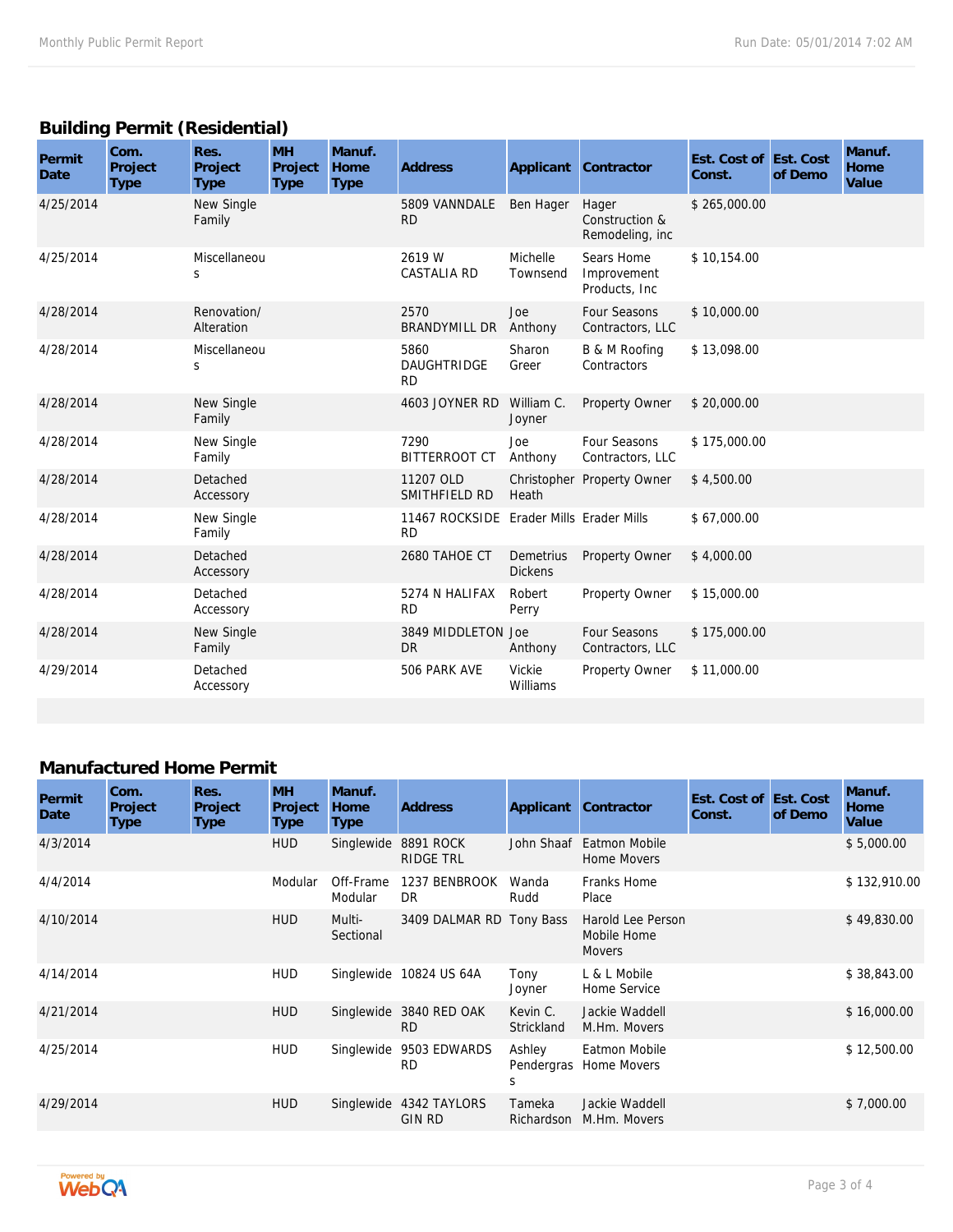## Building Permit (Residential)

| Permit Date | Com. Project Type | Res. Project Type | MH Project Type | Manuf. Home Type | Address | Applicant | Contractor | Est. Cost of Const. | Est. Cost of Demo | Manuf. Home Value |
|---|---|---|---|---|---|---|---|---|---|---|
| 4/25/2014 | | New Single Family | | | 5809 VANNDALE RD | Ben Hager | Hager Construction & Remodeling, inc | $ 265,000.00 | | |
| 4/25/2014 | | Miscellaneous | | | 2619 W CASTALIA RD | Michelle Townsend | Sears Home Improvement Products, Inc | $ 10,154.00 | | |
| 4/28/2014 | | Renovation/ Alteration | | | 2570 BRANDYMILL DR | Joe Anthony | Four Seasons Contractors, LLC | $ 10,000.00 | | |
| 4/28/2014 | | Miscellaneous | | | 5860 DAUGHTRIDGE RD | Sharon Greer | B & M Roofing Contractors | $ 13,098.00 | | |
| 4/28/2014 | | New Single Family | | | 4603 JOYNER RD | William C. Joyner | Property Owner | $ 20,000.00 | | |
| 4/28/2014 | | New Single Family | | | 7290 BITTERROOT CT | Joe Anthony | Four Seasons Contractors, LLC | $ 175,000.00 | | |
| 4/28/2014 | | Detached Accessory | | | 11207 OLD SMITHFIELD RD | Christopher Heath | Property Owner | $ 4,500.00 | | |
| 4/28/2014 | | New Single Family | | | 11467 ROCKSIDE RD | Erader Mills | Erader Mills | $ 67,000.00 | | |
| 4/28/2014 | | Detached Accessory | | | 2680 TAHOE CT | Demetrius Dickens | Property Owner | $ 4,000.00 | | |
| 4/28/2014 | | Detached Accessory | | | 5274 N HALIFAX RD | Robert Perry | Property Owner | $ 15,000.00 | | |
| 4/28/2014 | | New Single Family | | | 3849 MIDDLETON DR | Joe Anthony | Four Seasons Contractors, LLC | $ 175,000.00 | | |
| 4/29/2014 | | Detached Accessory | | | 506 PARK AVE | Vickie Williams | Property Owner | $ 11,000.00 | | |

## Manufactured Home Permit

| Permit Date | Com. Project Type | Res. Project Type | MH Project Type | Manuf. Home Type | Address | Applicant | Contractor | Est. Cost of Const. | Est. Cost of Demo | Manuf. Home Value |
|---|---|---|---|---|---|---|---|---|---|---|
| 4/3/2014 | | | HUD | Singlewide | 8891 ROCK RIDGE TRL | John Shaaf | Eatmon Mobile Home Movers | | | $ 5,000.00 |
| 4/4/2014 | | | Modular | Off-Frame Modular | 1237 BENBROOK DR | Wanda Rudd | Franks Home Place | | | $ 132,910.00 |
| 4/10/2014 | | | HUD | Multi-Sectional | 3409 DALMAR RD | Tony Bass | Harold Lee Person Mobile Home Movers | | | $ 49,830.00 |
| 4/14/2014 | | | HUD | Singlewide | 10824 US 64A | Tony Joyner | L & L Mobile Home Service | | | $ 38,843.00 |
| 4/21/2014 | | | HUD | Singlewide | 3840 RED OAK RD | Kevin C. Strickland | Jackie Waddell M.Hm. Movers | | | $ 16,000.00 |
| 4/25/2014 | | | HUD | Singlewide | 9503 EDWARDS RD | Ashley Pendergrass | Eatmon Mobile Home Movers | | | $ 12,500.00 |
| 4/29/2014 | | | HUD | Singlewide | 4342 TAYLORS GIN RD | Tameka Richardson | Jackie Waddell M.Hm. Movers | | | $ 7,000.00 |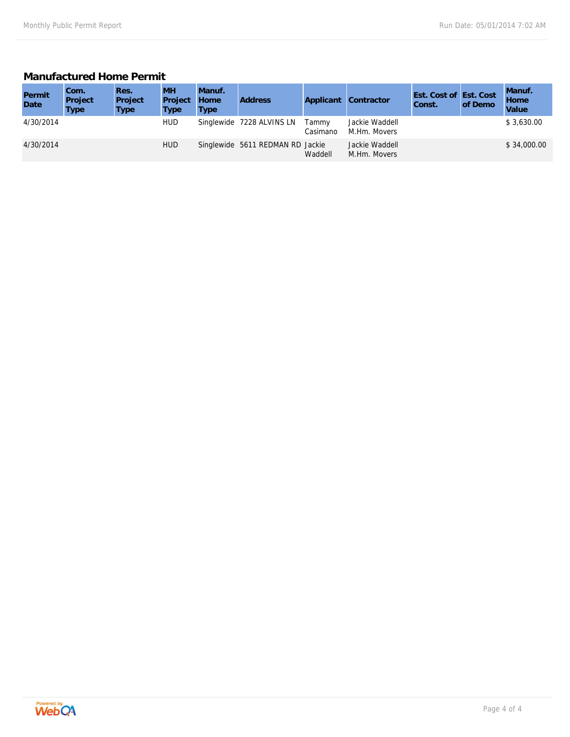## Manufactured Home Permit

| Permit Date | Com. Project Type | Res. Project Type | MH Project Type | Manuf. Home Type | Address | Applicant | Contractor | Est. Cost of Const. | Est. Cost of Demo | Manuf. Home Value |
|---|---|---|---|---|---|---|---|---|---|---|
| 4/30/2014 | | | HUD | Singlewide | 7228 ALVINS LN | Tammy Casimano | Jackie Waddell M.Hm. Movers | | | $ 3,630.00 |
| 4/30/2014 | | | HUD | Singlewide | 5611 REDMAN RD | Jackie Waddell | Jackie Waddell M.Hm. Movers | | | $ 34,000.00 |